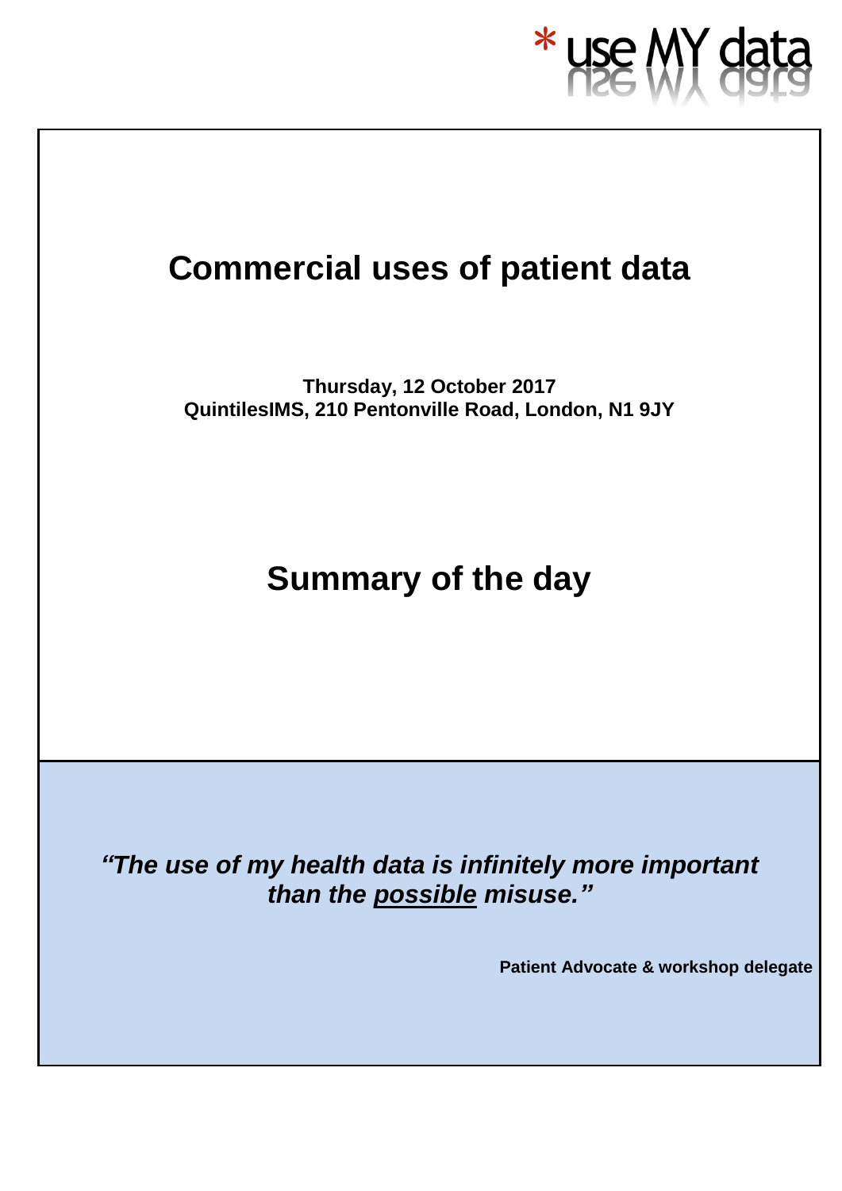*use MY data

# Commercial uses of patient data

**Thursday, 12 October 2017**
**QuintilesIMS, 210 Pentonville Road, London, N1 9JY**

# Summary of the day

***"The use of my health data is infinitely more important than the possible misuse."***

**Patient Advocate & workshop delegate**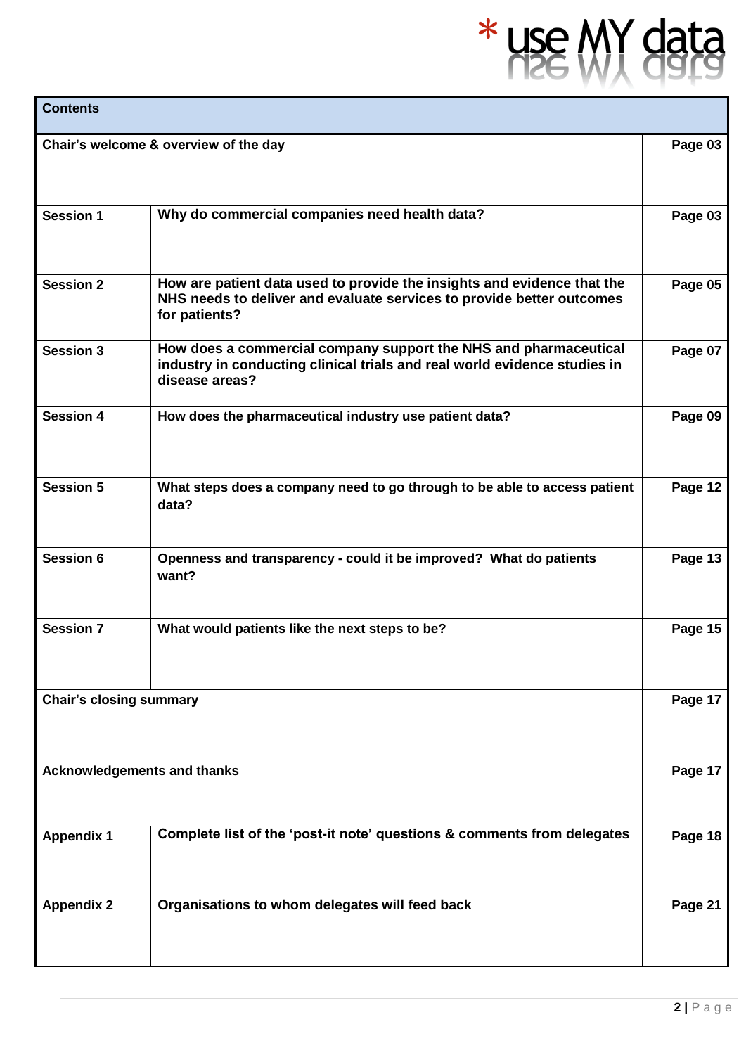| Contents | | |
|---|---|---|
| **Chair's welcome & overview of the day** | | **Page 03** |
| **Session 1** | **Why do commercial companies need health data?** | **Page 03** |
| **Session 2** | **How are patient data used to provide the insights and evidence that the NHS needs to deliver and evaluate services to provide better outcomes for patients?** | **Page 05** |
| **Session 3** | **How does a commercial company support the NHS and pharmaceutical industry in conducting clinical trials and real world evidence studies in disease areas?** | **Page 07** |
| **Session 4** | **How does the pharmaceutical industry use patient data?** | **Page 09** |
| **Session 5** | **What steps does a company need to go through to be able to access patient data?** | **Page 12** |
| **Session 6** | **Openness and transparency - could it be improved?  What do patients want?** | **Page 13** |
| **Session 7** | **What would patients like the next steps to be?** | **Page 15** |
| **Chair's closing summary** | | **Page 17** |
| **Acknowledgements and thanks** | | **Page 17** |
| **Appendix 1** | **Complete list of the 'post-it note' questions & comments from delegates** | **Page 18** |
| **Appendix 2** | **Organisations to whom delegates will feed back** | **Page 21** |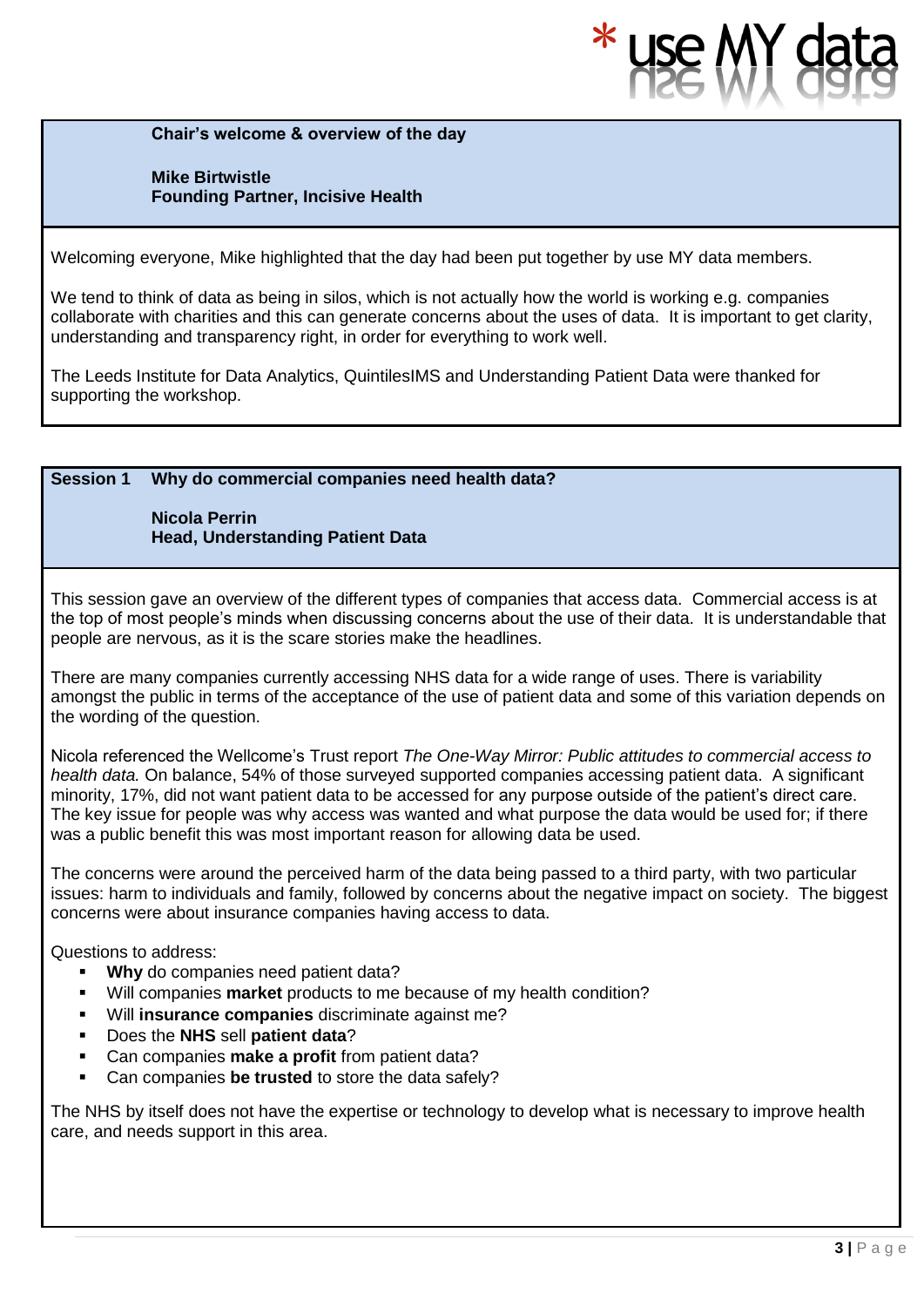**Chair's welcome & overview of the day**

**Mike Birtwistle**
**Founding Partner, Incisive Health**

Welcoming everyone, Mike highlighted that the day had been put together by use MY data members.

We tend to think of data as being in silos, which is not actually how the world is working e.g. companies collaborate with charities and this can generate concerns about the uses of data. It is important to get clarity, understanding and transparency right, in order for everything to work well.

The Leeds Institute for Data Analytics, QuintilesIMS and Understanding Patient Data were thanked for supporting the workshop.

## Session 1 Why do commercial companies need health data?

**Nicola Perrin**
**Head, Understanding Patient Data**

This session gave an overview of the different types of companies that access data. Commercial access is at the top of most people's minds when discussing concerns about the use of their data. It is understandable that people are nervous, as it is the scare stories make the headlines.

There are many companies currently accessing NHS data for a wide range of uses. There is variability amongst the public in terms of the acceptance of the use of patient data and some of this variation depends on the wording of the question.

Nicola referenced the Wellcome's Trust report *The One-Way Mirror: Public attitudes to commercial access to health data.* On balance, 54% of those surveyed supported companies accessing patient data. A significant minority, 17%, did not want patient data to be accessed for any purpose outside of the patient's direct care. The key issue for people was why access was wanted and what purpose the data would be used for; if there was a public benefit this was most important reason for allowing data be used.

The concerns were around the perceived harm of the data being passed to a third party, with two particular issues: harm to individuals and family, followed by concerns about the negative impact on society. The biggest concerns were about insurance companies having access to data.

Questions to address:

- **Why** do companies need patient data?
- Will companies **market** products to me because of my health condition?
- Will **insurance companies** discriminate against me?
- Does the **NHS** sell **patient data**?
- Can companies **make a profit** from patient data?
- Can companies **be trusted** to store the data safely?

The NHS by itself does not have the expertise or technology to develop what is necessary to improve health care, and needs support in this area.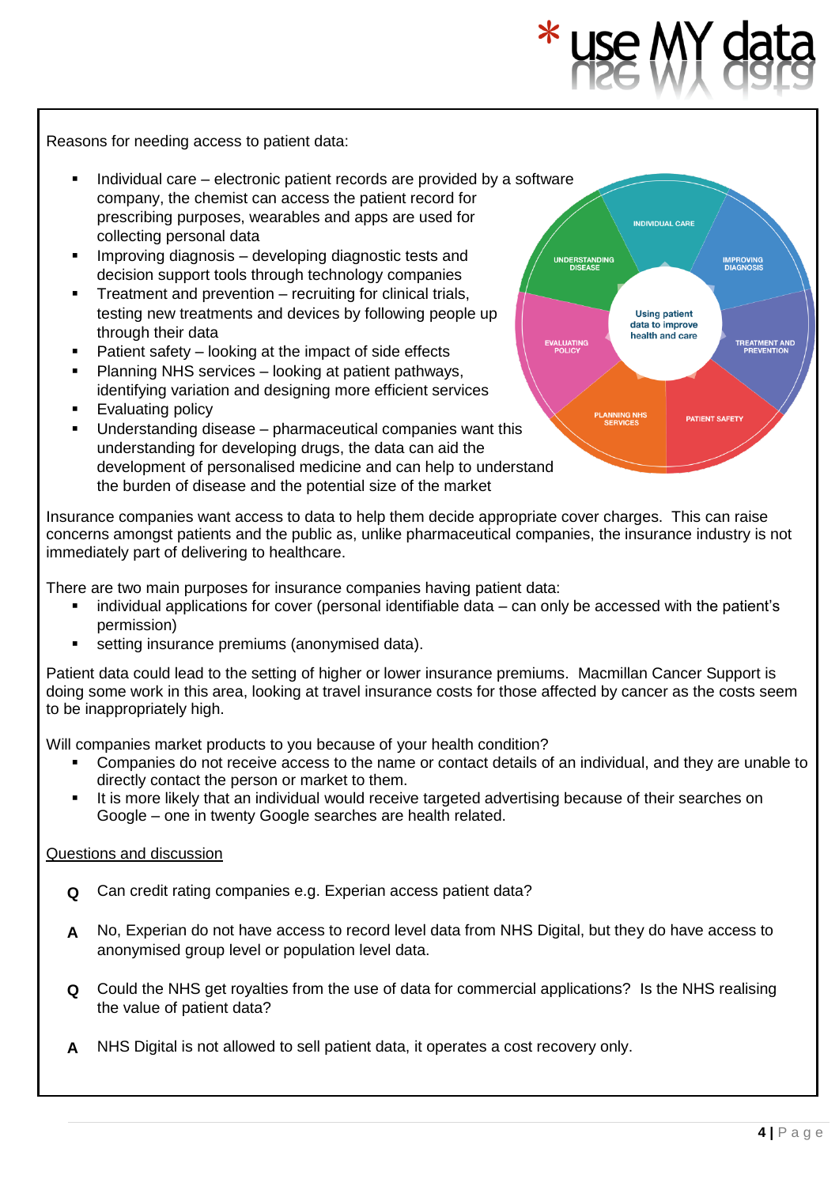Reasons for needing access to patient data:

- Individual care – electronic patient records are provided by a software company, the chemist can access the patient record for prescribing purposes, wearables and apps are used for collecting personal data
- Improving diagnosis – developing diagnostic tests and decision support tools through technology companies
- Treatment and prevention – recruiting for clinical trials, testing new treatments and devices by following people up through their data
- Patient safety – looking at the impact of side effects
- Planning NHS services – looking at patient pathways, identifying variation and designing more efficient services
- Evaluating policy
- Understanding disease – pharmaceutical companies want this understanding for developing drugs, the data can aid the development of personalised medicine and can help to understand the burden of disease and the potential size of the market

Insurance companies want access to data to help them decide appropriate cover charges. This can raise concerns amongst patients and the public as, unlike pharmaceutical companies, the insurance industry is not immediately part of delivering to healthcare.

There are two main purposes for insurance companies having patient data:

- individual applications for cover (personal identifiable data – can only be accessed with the patient's permission)
- setting insurance premiums (anonymised data).

Patient data could lead to the setting of higher or lower insurance premiums. Macmillan Cancer Support is doing some work in this area, looking at travel insurance costs for those affected by cancer as the costs seem to be inappropriately high.

Will companies market products to you because of your health condition?

- Companies do not receive access to the name or contact details of an individual, and they are unable to directly contact the person or market to them.
- It is more likely that an individual would receive targeted advertising because of their searches on Google – one in twenty Google searches are health related.

<u>Questions and discussion</u>

**Q** Can credit rating companies e.g. Experian access patient data?

**A** No, Experian do not have access to record level data from NHS Digital, but they do have access to anonymised group level or population level data.

**Q** Could the NHS get royalties from the use of data for commercial applications? Is the NHS realising the value of patient data?

**A** NHS Digital is not allowed to sell patient data, it operates a cost recovery only.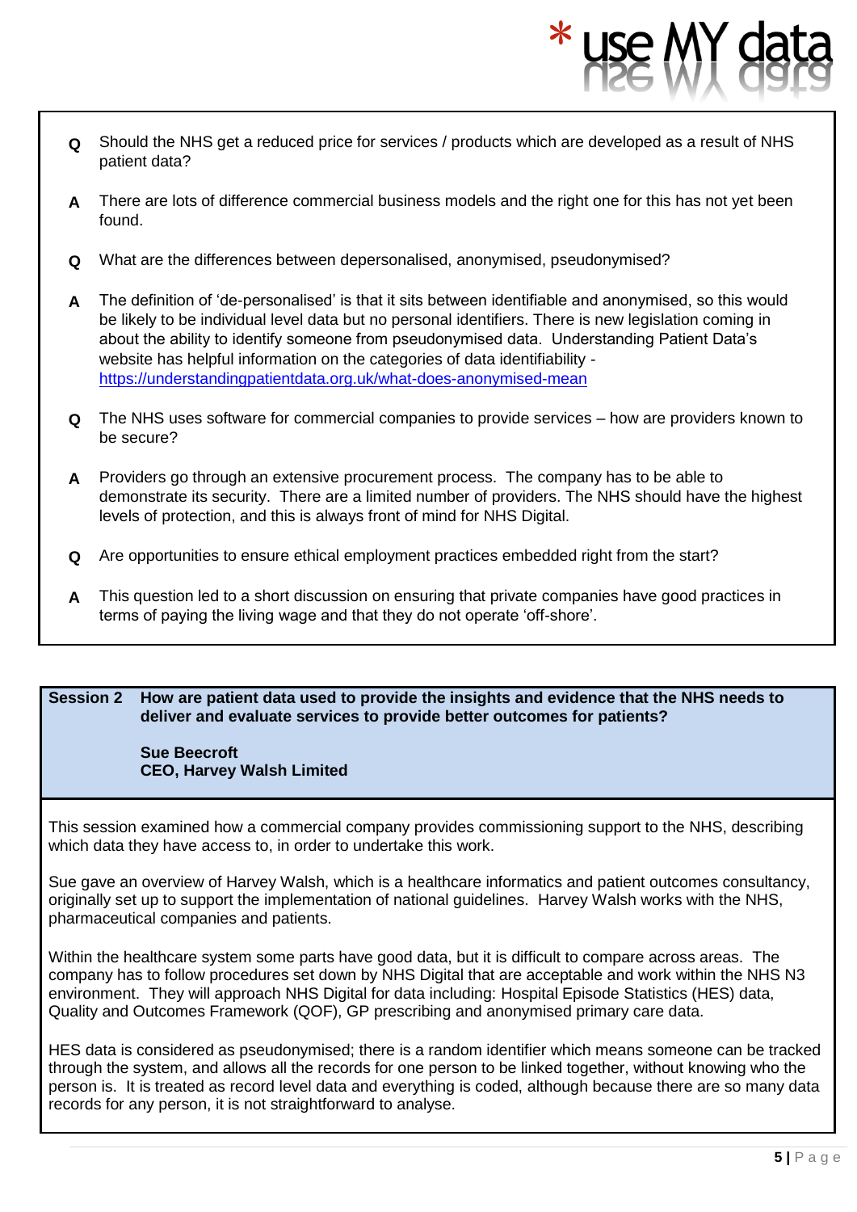**Q** Should the NHS get a reduced price for services / products which are developed as a result of NHS patient data?

**A** There are lots of difference commercial business models and the right one for this has not yet been found.

**Q** What are the differences between depersonalised, anonymised, pseudonymised?

**A** The definition of 'de-personalised' is that it sits between identifiable and anonymised, so this would be likely to be individual level data but no personal identifiers. There is new legislation coming in about the ability to identify someone from pseudonymised data. Understanding Patient Data's website has helpful information on the categories of data identifiability - https://understandingpatientdata.org.uk/what-does-anonymised-mean

**Q** The NHS uses software for commercial companies to provide services – how are providers known to be secure?

**A** Providers go through an extensive procurement process. The company has to be able to demonstrate its security. There are a limited number of providers. The NHS should have the highest levels of protection, and this is always front of mind for NHS Digital.

**Q** Are opportunities to ensure ethical employment practices embedded right from the start?

**A** This question led to a short discussion on ensuring that private companies have good practices in terms of paying the living wage and that they do not operate 'off-shore'.

## Session 2 How are patient data used to provide the insights and evidence that the NHS needs to deliver and evaluate services to provide better outcomes for patients?

**Sue Beecroft**
**CEO, Harvey Walsh Limited**

This session examined how a commercial company provides commissioning support to the NHS, describing which data they have access to, in order to undertake this work.

Sue gave an overview of Harvey Walsh, which is a healthcare informatics and patient outcomes consultancy, originally set up to support the implementation of national guidelines. Harvey Walsh works with the NHS, pharmaceutical companies and patients.

Within the healthcare system some parts have good data, but it is difficult to compare across areas. The company has to follow procedures set down by NHS Digital that are acceptable and work within the NHS N3 environment. They will approach NHS Digital for data including: Hospital Episode Statistics (HES) data, Quality and Outcomes Framework (QOF), GP prescribing and anonymised primary care data.

HES data is considered as pseudonymised; there is a random identifier which means someone can be tracked through the system, and allows all the records for one person to be linked together, without knowing who the person is. It is treated as record level data and everything is coded, although because there are so many data records for any person, it is not straightforward to analyse.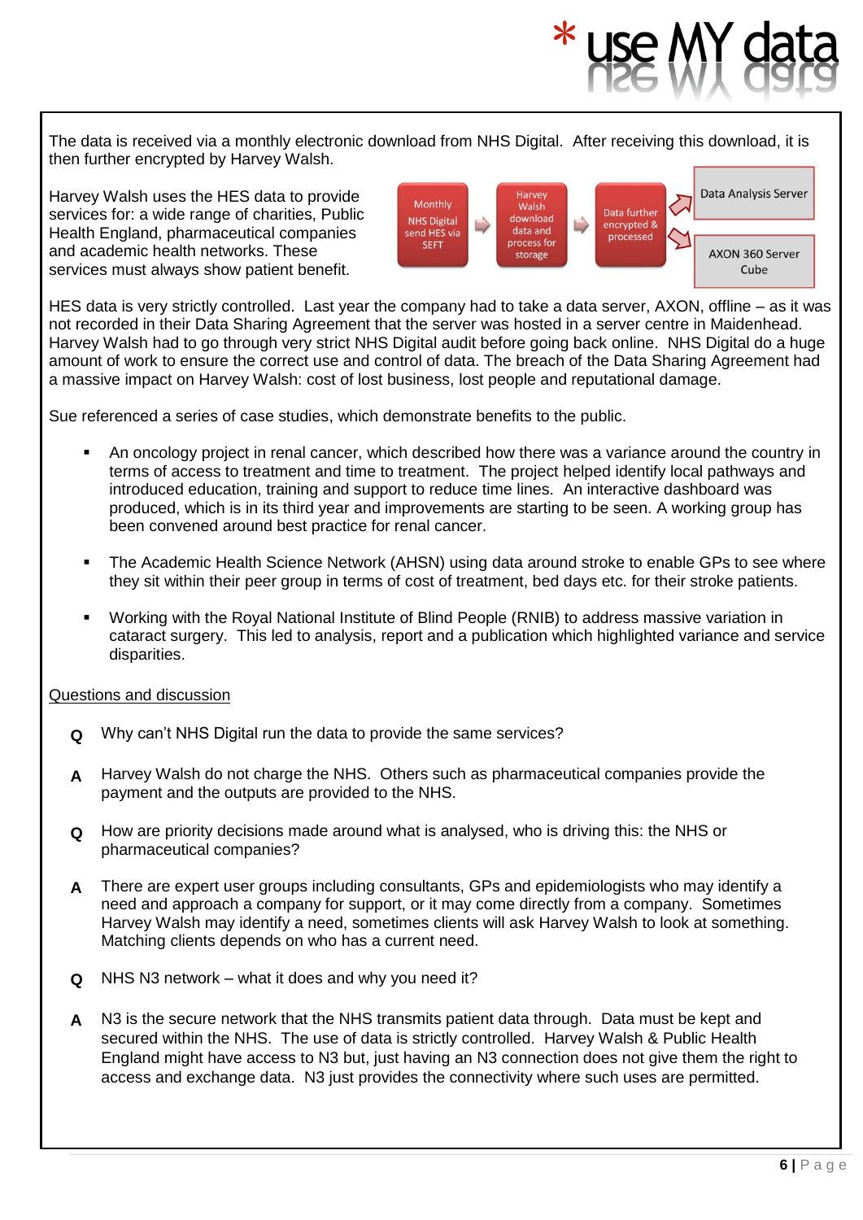The data is received via a monthly electronic download from NHS Digital. After receiving this download, it is then further encrypted by Harvey Walsh.

Harvey Walsh uses the HES data to provide services for: a wide range of charities, Public Health England, pharmaceutical companies and academic health networks. These services must always show patient benefit.

Monthly NHS Digital send HES via SEFT → Harvey Walsh download data and process for storage → Data further encrypted & processed → Data Analysis Server / AXON 360 Server Cube

HES data is very strictly controlled. Last year the company had to take a data server, AXON, offline – as it was not recorded in their Data Sharing Agreement that the server was hosted in a server centre in Maidenhead. Harvey Walsh had to go through very strict NHS Digital audit before going back online. NHS Digital do a huge amount of work to ensure the correct use and control of data. The breach of the Data Sharing Agreement had a massive impact on Harvey Walsh: cost of lost business, lost people and reputational damage.

Sue referenced a series of case studies, which demonstrate benefits to the public.

- An oncology project in renal cancer, which described how there was a variance around the country in terms of access to treatment and time to treatment. The project helped identify local pathways and introduced education, training and support to reduce time lines. An interactive dashboard was produced, which is in its third year and improvements are starting to be seen. A working group has been convened around best practice for renal cancer.
- The Academic Health Science Network (AHSN) using data around stroke to enable GPs to see where they sit within their peer group in terms of cost of treatment, bed days etc. for their stroke patients.
- Working with the Royal National Institute of Blind People (RNIB) to address massive variation in cataract surgery. This led to analysis, report and a publication which highlighted variance and service disparities.

<u>Questions and discussion</u>

**Q** Why can't NHS Digital run the data to provide the same services?

**A** Harvey Walsh do not charge the NHS. Others such as pharmaceutical companies provide the payment and the outputs are provided to the NHS.

**Q** How are priority decisions made around what is analysed, who is driving this: the NHS or pharmaceutical companies?

**A** There are expert user groups including consultants, GPs and epidemiologists who may identify a need and approach a company for support, or it may come directly from a company. Sometimes Harvey Walsh may identify a need, sometimes clients will ask Harvey Walsh to look at something. Matching clients depends on who has a current need.

**Q** NHS N3 network – what it does and why you need it?

**A** N3 is the secure network that the NHS transmits patient data through. Data must be kept and secured within the NHS. The use of data is strictly controlled. Harvey Walsh & Public Health England might have access to N3 but, just having an N3 connection does not give them the right to access and exchange data. N3 just provides the connectivity where such uses are permitted.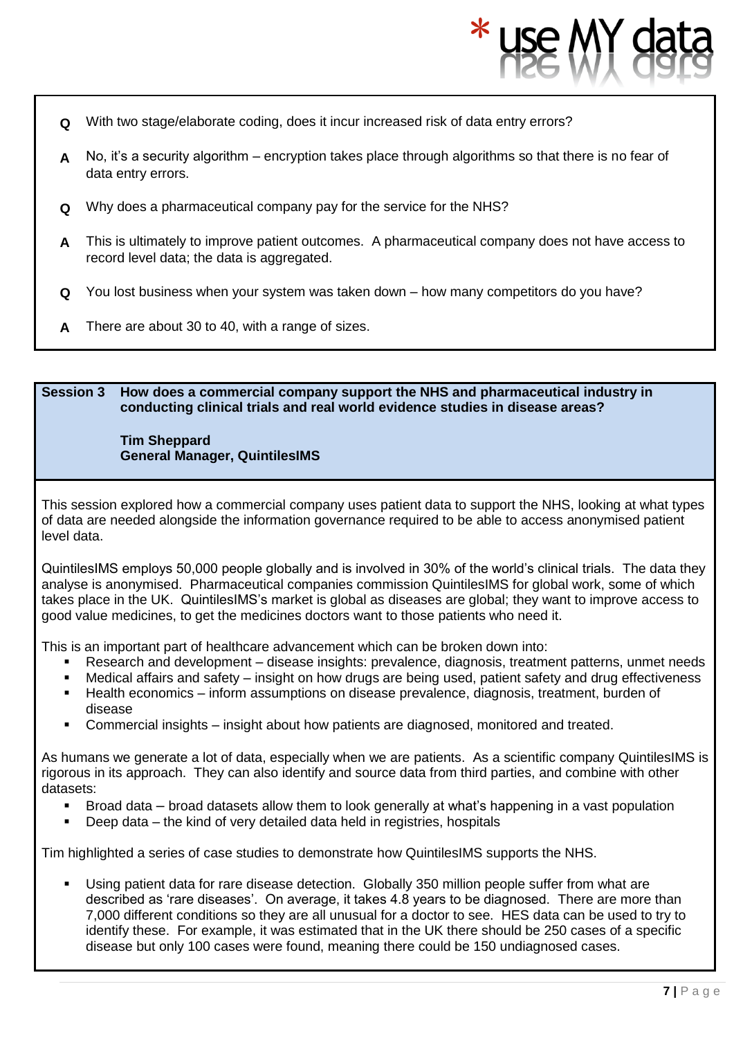**Q** With two stage/elaborate coding, does it incur increased risk of data entry errors?

**A** No, it's a security algorithm – encryption takes place through algorithms so that there is no fear of data entry errors.

**Q** Why does a pharmaceutical company pay for the service for the NHS?

**A** This is ultimately to improve patient outcomes. A pharmaceutical company does not have access to record level data; the data is aggregated.

**Q** You lost business when your system was taken down – how many competitors do you have?

**A** There are about 30 to 40, with a range of sizes.

## Session 3 How does a commercial company support the NHS and pharmaceutical industry in conducting clinical trials and real world evidence studies in disease areas?

**Tim Sheppard**
**General Manager, QuintilesIMS**

This session explored how a commercial company uses patient data to support the NHS, looking at what types of data are needed alongside the information governance required to be able to access anonymised patient level data.

QuintilesIMS employs 50,000 people globally and is involved in 30% of the world's clinical trials. The data they analyse is anonymised. Pharmaceutical companies commission QuintilesIMS for global work, some of which takes place in the UK. QuintilesIMS's market is global as diseases are global; they want to improve access to good value medicines, to get the medicines doctors want to those patients who need it.

This is an important part of healthcare advancement which can be broken down into:

- Research and development – disease insights: prevalence, diagnosis, treatment patterns, unmet needs
- Medical affairs and safety – insight on how drugs are being used, patient safety and drug effectiveness
- Health economics – inform assumptions on disease prevalence, diagnosis, treatment, burden of disease
- Commercial insights – insight about how patients are diagnosed, monitored and treated.

As humans we generate a lot of data, especially when we are patients. As a scientific company QuintilesIMS is rigorous in its approach. They can also identify and source data from third parties, and combine with other datasets:

- Broad data – broad datasets allow them to look generally at what's happening in a vast population
- Deep data – the kind of very detailed data held in registries, hospitals

Tim highlighted a series of case studies to demonstrate how QuintilesIMS supports the NHS.

- Using patient data for rare disease detection. Globally 350 million people suffer from what are described as 'rare diseases'. On average, it takes 4.8 years to be diagnosed. There are more than 7,000 different conditions so they are all unusual for a doctor to see. HES data can be used to try to identify these. For example, it was estimated that in the UK there should be 250 cases of a specific disease but only 100 cases were found, meaning there could be 150 undiagnosed cases.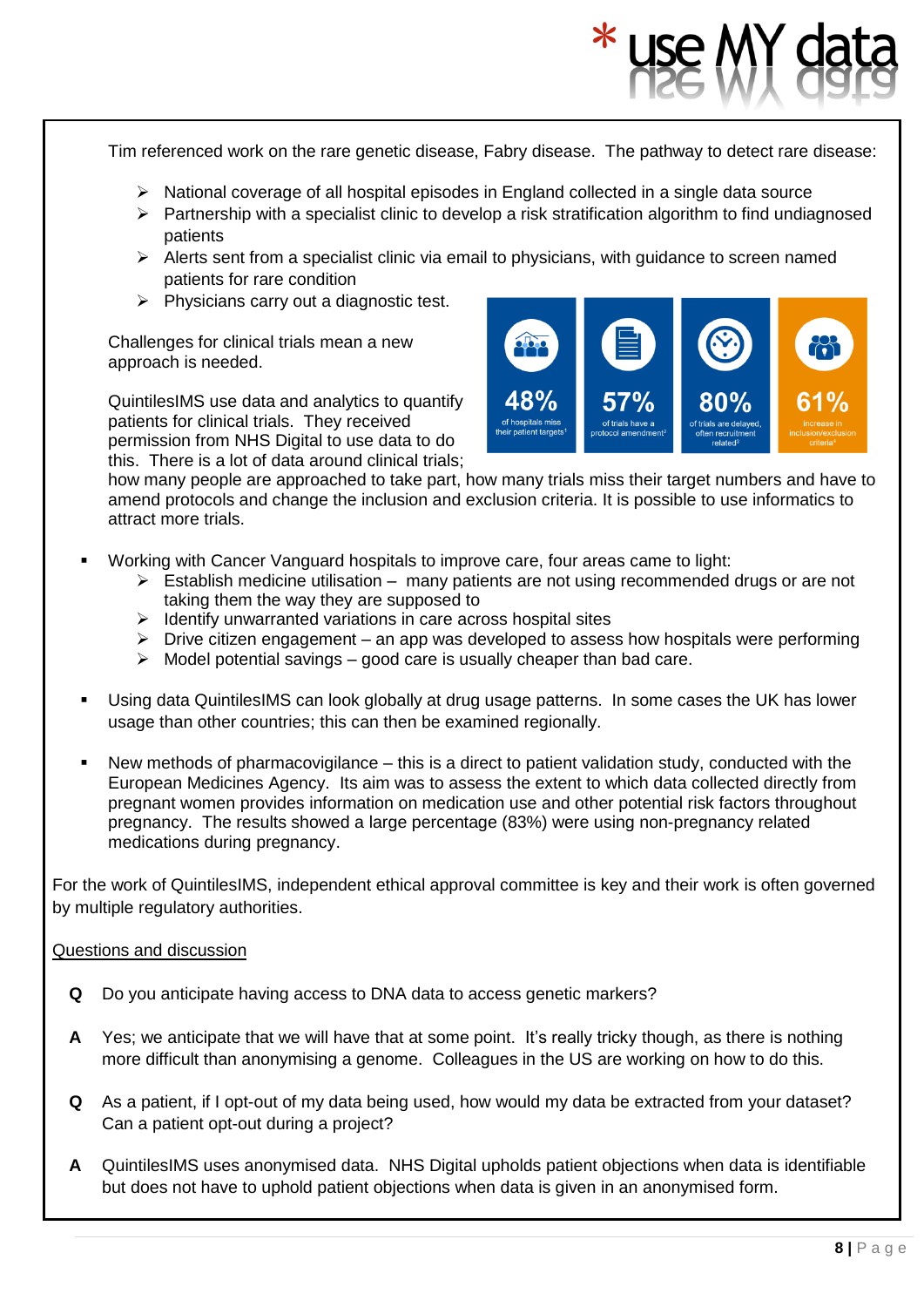Tim referenced work on the rare genetic disease, Fabry disease. The pathway to detect rare disease:

- National coverage of all hospital episodes in England collected in a single data source
- Partnership with a specialist clinic to develop a risk stratification algorithm to find undiagnosed patients
- Alerts sent from a specialist clinic via email to physicians, with guidance to screen named patients for rare condition
- Physicians carry out a diagnostic test.

Challenges for clinical trials mean a new approach is needed.

48% of hospitals miss their patient targets[1] | 57% of trials have a protocol amendment[2] | 80% of trials are delayed, often recruitment related[3] | 61% increase in inclusion/exclusion criteria[4]

QuintilesIMS use data and analytics to quantify patients for clinical trials. They received permission from NHS Digital to use data to do this. There is a lot of data around clinical trials; how many people are approached to take part, how many trials miss their target numbers and have to amend protocols and change the inclusion and exclusion criteria. It is possible to use informatics to attract more trials.

- Working with Cancer Vanguard hospitals to improve care, four areas came to light:
  - Establish medicine utilisation – many patients are not using recommended drugs or are not taking them the way they are supposed to
  - Identify unwarranted variations in care across hospital sites
  - Drive citizen engagement – an app was developed to assess how hospitals were performing
  - Model potential savings – good care is usually cheaper than bad care.

- Using data QuintilesIMS can look globally at drug usage patterns. In some cases the UK has lower usage than other countries; this can then be examined regionally.

- New methods of pharmacovigilance – this is a direct to patient validation study, conducted with the European Medicines Agency. Its aim was to assess the extent to which data collected directly from pregnant women provides information on medication use and other potential risk factors throughout pregnancy. The results showed a large percentage (83%) were using non-pregnancy related medications during pregnancy.

For the work of QuintilesIMS, independent ethical approval committee is key and their work is often governed by multiple regulatory authorities.

<u>Questions and discussion</u>

**Q** Do you anticipate having access to DNA data to access genetic markers?

**A** Yes; we anticipate that we will have that at some point. It's really tricky though, as there is nothing more difficult than anonymising a genome. Colleagues in the US are working on how to do this.

**Q** As a patient, if I opt-out of my data being used, how would my data be extracted from your dataset? Can a patient opt-out during a project?

**A** QuintilesIMS uses anonymised data. NHS Digital upholds patient objections when data is identifiable but does not have to uphold patient objections when data is given in an anonymised form.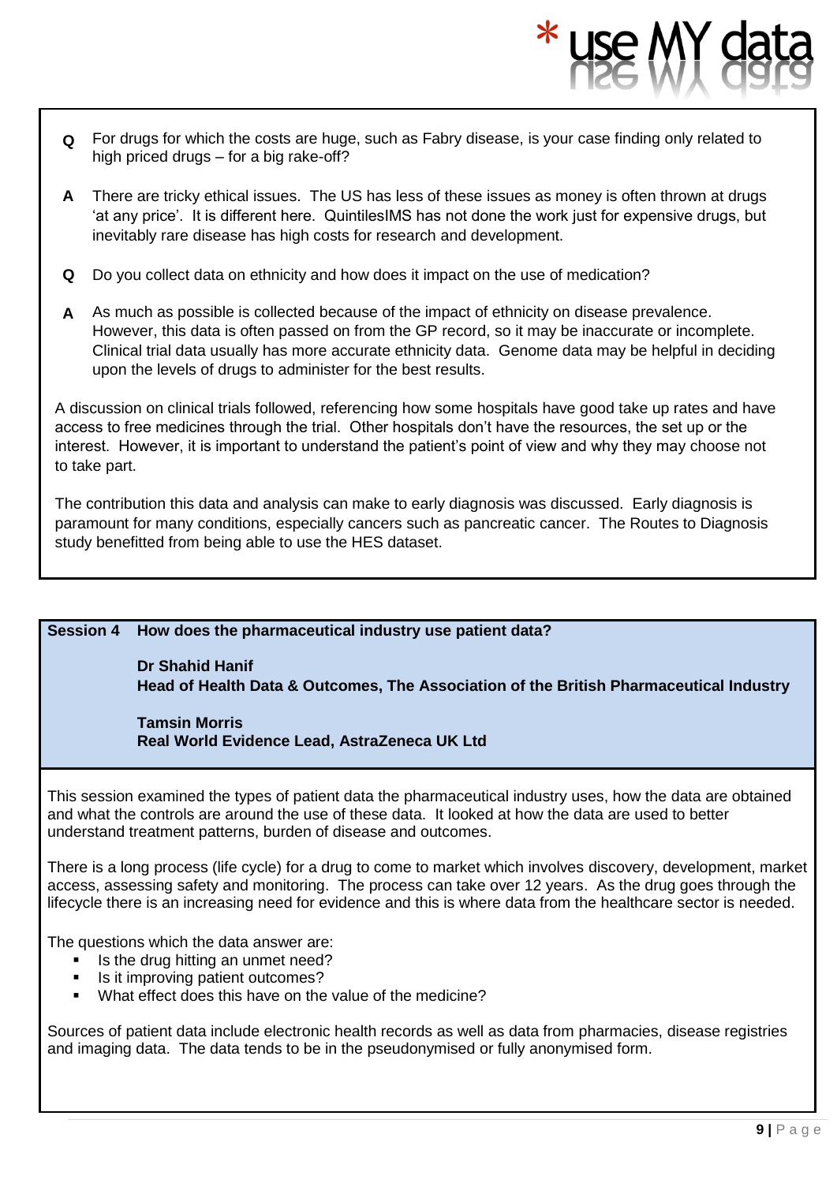**Q** For drugs for which the costs are huge, such as Fabry disease, is your case finding only related to high priced drugs – for a big rake-off?

**A** There are tricky ethical issues. The US has less of these issues as money is often thrown at drugs 'at any price'. It is different here. QuintilesIMS has not done the work just for expensive drugs, but inevitably rare disease has high costs for research and development.

**Q** Do you collect data on ethnicity and how does it impact on the use of medication?

**A** As much as possible is collected because of the impact of ethnicity on disease prevalence. However, this data is often passed on from the GP record, so it may be inaccurate or incomplete. Clinical trial data usually has more accurate ethnicity data. Genome data may be helpful in deciding upon the levels of drugs to administer for the best results.

A discussion on clinical trials followed, referencing how some hospitals have good take up rates and have access to free medicines through the trial. Other hospitals don't have the resources, the set up or the interest. However, it is important to understand the patient's point of view and why they may choose not to take part.

The contribution this data and analysis can make to early diagnosis was discussed. Early diagnosis is paramount for many conditions, especially cancers such as pancreatic cancer. The Routes to Diagnosis study benefitted from being able to use the HES dataset.

## Session 4 How does the pharmaceutical industry use patient data?

**Dr Shahid Hanif**
**Head of Health Data & Outcomes, The Association of the British Pharmaceutical Industry**

**Tamsin Morris**
**Real World Evidence Lead, AstraZeneca UK Ltd**

This session examined the types of patient data the pharmaceutical industry uses, how the data are obtained and what the controls are around the use of these data. It looked at how the data are used to better understand treatment patterns, burden of disease and outcomes.

There is a long process (life cycle) for a drug to come to market which involves discovery, development, market access, assessing safety and monitoring. The process can take over 12 years. As the drug goes through the lifecycle there is an increasing need for evidence and this is where data from the healthcare sector is needed.

The questions which the data answer are:

- Is the drug hitting an unmet need?
- Is it improving patient outcomes?
- What effect does this have on the value of the medicine?

Sources of patient data include electronic health records as well as data from pharmacies, disease registries and imaging data. The data tends to be in the pseudonymised or fully anonymised form.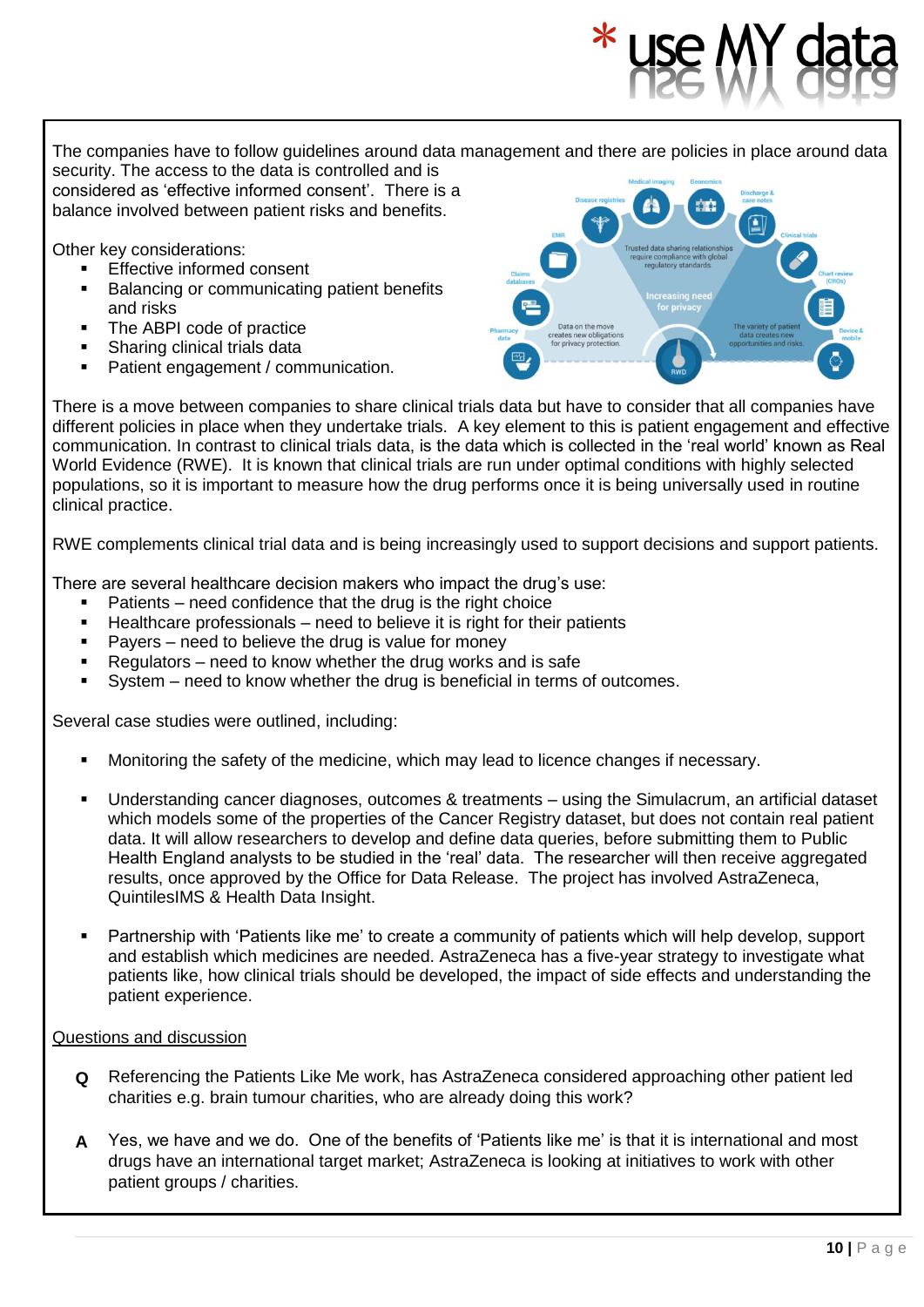The companies have to follow guidelines around data management and there are policies in place around data security. The access to the data is controlled and is considered as 'effective informed consent'. There is a balance involved between patient risks and benefits.

Other key considerations:

- Effective informed consent
- Balancing or communicating patient benefits and risks
- The ABPI code of practice
- Sharing clinical trials data
- Patient engagement / communication.

There is a move between companies to share clinical trials data but have to consider that all companies have different policies in place when they undertake trials. A key element to this is patient engagement and effective communication. In contrast to clinical trials data, is the data which is collected in the 'real world' known as Real World Evidence (RWE). It is known that clinical trials are run under optimal conditions with highly selected populations, so it is important to measure how the drug performs once it is being universally used in routine clinical practice.

RWE complements clinical trial data and is being increasingly used to support decisions and support patients.

There are several healthcare decision makers who impact the drug's use:

- Patients – need confidence that the drug is the right choice
- Healthcare professionals – need to believe it is right for their patients
- Payers – need to believe the drug is value for money
- Regulators – need to know whether the drug works and is safe
- System – need to know whether the drug is beneficial in terms of outcomes.

Several case studies were outlined, including:

- Monitoring the safety of the medicine, which may lead to licence changes if necessary.
- Understanding cancer diagnoses, outcomes & treatments – using the Simulacrum, an artificial dataset which models some of the properties of the Cancer Registry dataset, but does not contain real patient data. It will allow researchers to develop and define data queries, before submitting them to Public Health England analysts to be studied in the 'real' data. The researcher will then receive aggregated results, once approved by the Office for Data Release. The project has involved AstraZeneca, QuintilesIMS & Health Data Insight.
- Partnership with 'Patients like me' to create a community of patients which will help develop, support and establish which medicines are needed. AstraZeneca has a five-year strategy to investigate what patients like, how clinical trials should be developed, the impact of side effects and understanding the patient experience.

<u>Questions and discussion</u>

**Q** Referencing the Patients Like Me work, has AstraZeneca considered approaching other patient led charities e.g. brain tumour charities, who are already doing this work?

**A** Yes, we have and we do. One of the benefits of 'Patients like me' is that it is international and most drugs have an international target market; AstraZeneca is looking at initiatives to work with other patient groups / charities.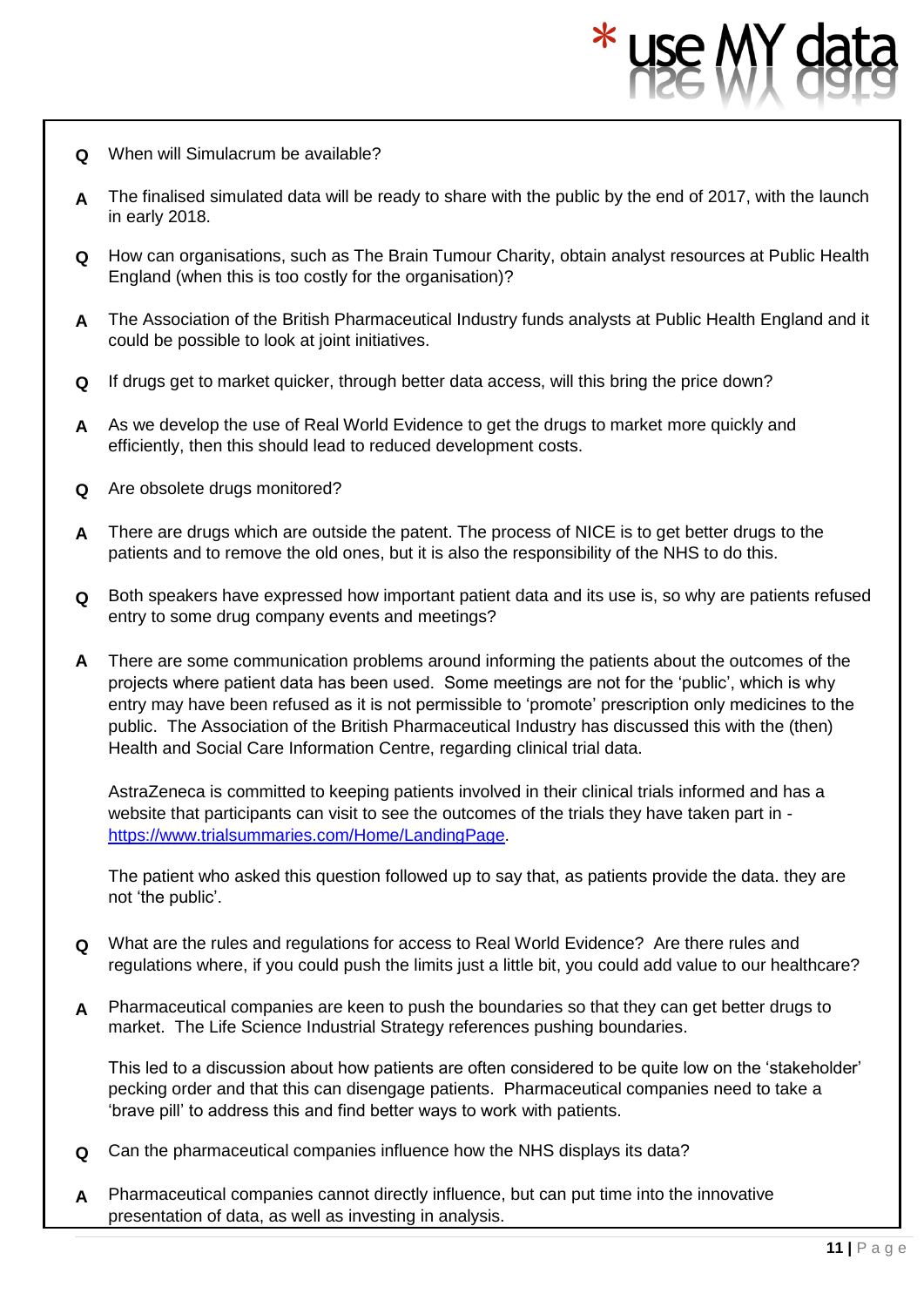**Q** When will Simulacrum be available?

**A** The finalised simulated data will be ready to share with the public by the end of 2017, with the launch in early 2018.

**Q** How can organisations, such as The Brain Tumour Charity, obtain analyst resources at Public Health England (when this is too costly for the organisation)?

**A** The Association of the British Pharmaceutical Industry funds analysts at Public Health England and it could be possible to look at joint initiatives.

**Q** If drugs get to market quicker, through better data access, will this bring the price down?

**A** As we develop the use of Real World Evidence to get the drugs to market more quickly and efficiently, then this should lead to reduced development costs.

**Q** Are obsolete drugs monitored?

**A** There are drugs which are outside the patent. The process of NICE is to get better drugs to the patients and to remove the old ones, but it is also the responsibility of the NHS to do this.

**Q** Both speakers have expressed how important patient data and its use is, so why are patients refused entry to some drug company events and meetings?

**A** There are some communication problems around informing the patients about the outcomes of the projects where patient data has been used. Some meetings are not for the 'public', which is why entry may have been refused as it is not permissible to 'promote' prescription only medicines to the public. The Association of the British Pharmaceutical Industry has discussed this with the (then) Health and Social Care Information Centre, regarding clinical trial data.

AstraZeneca is committed to keeping patients involved in their clinical trials informed and has a website that participants can visit to see the outcomes of the trials they have taken part in - [https://www.trialsummaries.com/Home/LandingPage](https://www.trialsummaries.com/Home/LandingPage).

The patient who asked this question followed up to say that, as patients provide the data. they are not 'the public'.

**Q** What are the rules and regulations for access to Real World Evidence? Are there rules and regulations where, if you could push the limits just a little bit, you could add value to our healthcare?

**A** Pharmaceutical companies are keen to push the boundaries so that they can get better drugs to market. The Life Science Industrial Strategy references pushing boundaries.

This led to a discussion about how patients are often considered to be quite low on the 'stakeholder' pecking order and that this can disengage patients. Pharmaceutical companies need to take a 'brave pill' to address this and find better ways to work with patients.

**Q** Can the pharmaceutical companies influence how the NHS displays its data?

**A** Pharmaceutical companies cannot directly influence, but can put time into the innovative presentation of data, as well as investing in analysis.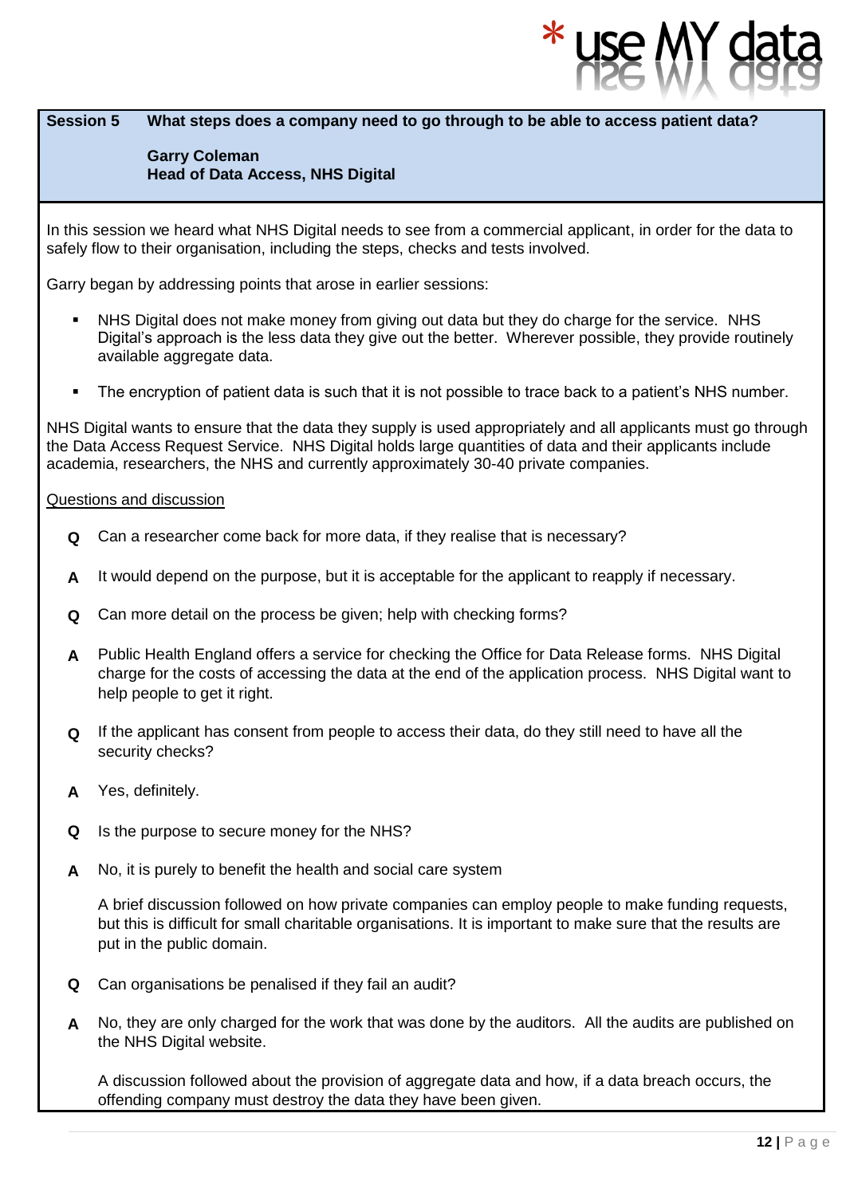**Session 5 What steps does a company need to go through to be able to access patient data?**

**Garry Coleman**
**Head of Data Access, NHS Digital**

In this session we heard what NHS Digital needs to see from a commercial applicant, in order for the data to safely flow to their organisation, including the steps, checks and tests involved.

Garry began by addressing points that arose in earlier sessions:

- NHS Digital does not make money from giving out data but they do charge for the service. NHS Digital's approach is the less data they give out the better. Wherever possible, they provide routinely available aggregate data.
- The encryption of patient data is such that it is not possible to trace back to a patient's NHS number.

NHS Digital wants to ensure that the data they supply is used appropriately and all applicants must go through the Data Access Request Service. NHS Digital holds large quantities of data and their applicants include academia, researchers, the NHS and currently approximately 30-40 private companies.

<u>Questions and discussion</u>

**Q** Can a researcher come back for more data, if they realise that is necessary?

**A** It would depend on the purpose, but it is acceptable for the applicant to reapply if necessary.

**Q** Can more detail on the process be given; help with checking forms?

**A** Public Health England offers a service for checking the Office for Data Release forms. NHS Digital charge for the costs of accessing the data at the end of the application process. NHS Digital want to help people to get it right.

**Q** If the applicant has consent from people to access their data, do they still need to have all the security checks?

**A** Yes, definitely.

**Q** Is the purpose to secure money for the NHS?

**A** No, it is purely to benefit the health and social care system

A brief discussion followed on how private companies can employ people to make funding requests, but this is difficult for small charitable organisations. It is important to make sure that the results are put in the public domain.

**Q** Can organisations be penalised if they fail an audit?

**A** No, they are only charged for the work that was done by the auditors. All the audits are published on the NHS Digital website.

A discussion followed about the provision of aggregate data and how, if a data breach occurs, the offending company must destroy the data they have been given.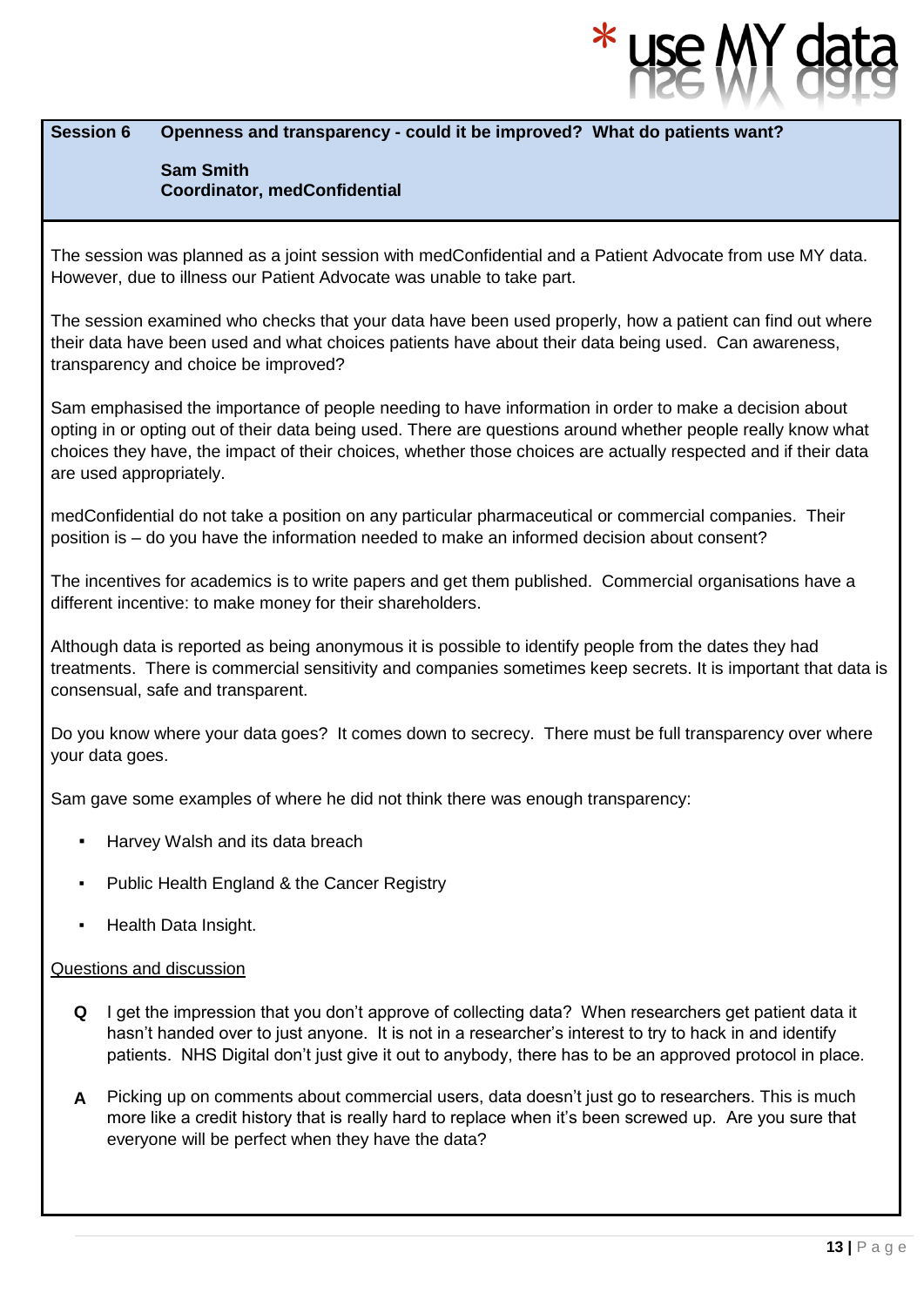## Session 6 Openness and transparency - could it be improved? What do patients want?

**Sam Smith**
**Coordinator, medConfidential**

The session was planned as a joint session with medConfidential and a Patient Advocate from use MY data. However, due to illness our Patient Advocate was unable to take part.

The session examined who checks that your data have been used properly, how a patient can find out where their data have been used and what choices patients have about their data being used. Can awareness, transparency and choice be improved?

Sam emphasised the importance of people needing to have information in order to make a decision about opting in or opting out of their data being used. There are questions around whether people really know what choices they have, the impact of their choices, whether those choices are actually respected and if their data are used appropriately.

medConfidential do not take a position on any particular pharmaceutical or commercial companies. Their position is – do you have the information needed to make an informed decision about consent?

The incentives for academics is to write papers and get them published. Commercial organisations have a different incentive: to make money for their shareholders.

Although data is reported as being anonymous it is possible to identify people from the dates they had treatments. There is commercial sensitivity and companies sometimes keep secrets. It is important that data is consensual, safe and transparent.

Do you know where your data goes? It comes down to secrecy. There must be full transparency over where your data goes.

Sam gave some examples of where he did not think there was enough transparency:

- Harvey Walsh and its data breach
- Public Health England & the Cancer Registry
- Health Data Insight.

<u>Questions and discussion</u>

**Q** I get the impression that you don't approve of collecting data? When researchers get patient data it hasn't handed over to just anyone. It is not in a researcher's interest to try to hack in and identify patients. NHS Digital don't just give it out to anybody, there has to be an approved protocol in place.

**A** Picking up on comments about commercial users, data doesn't just go to researchers. This is much more like a credit history that is really hard to replace when it's been screwed up. Are you sure that everyone will be perfect when they have the data?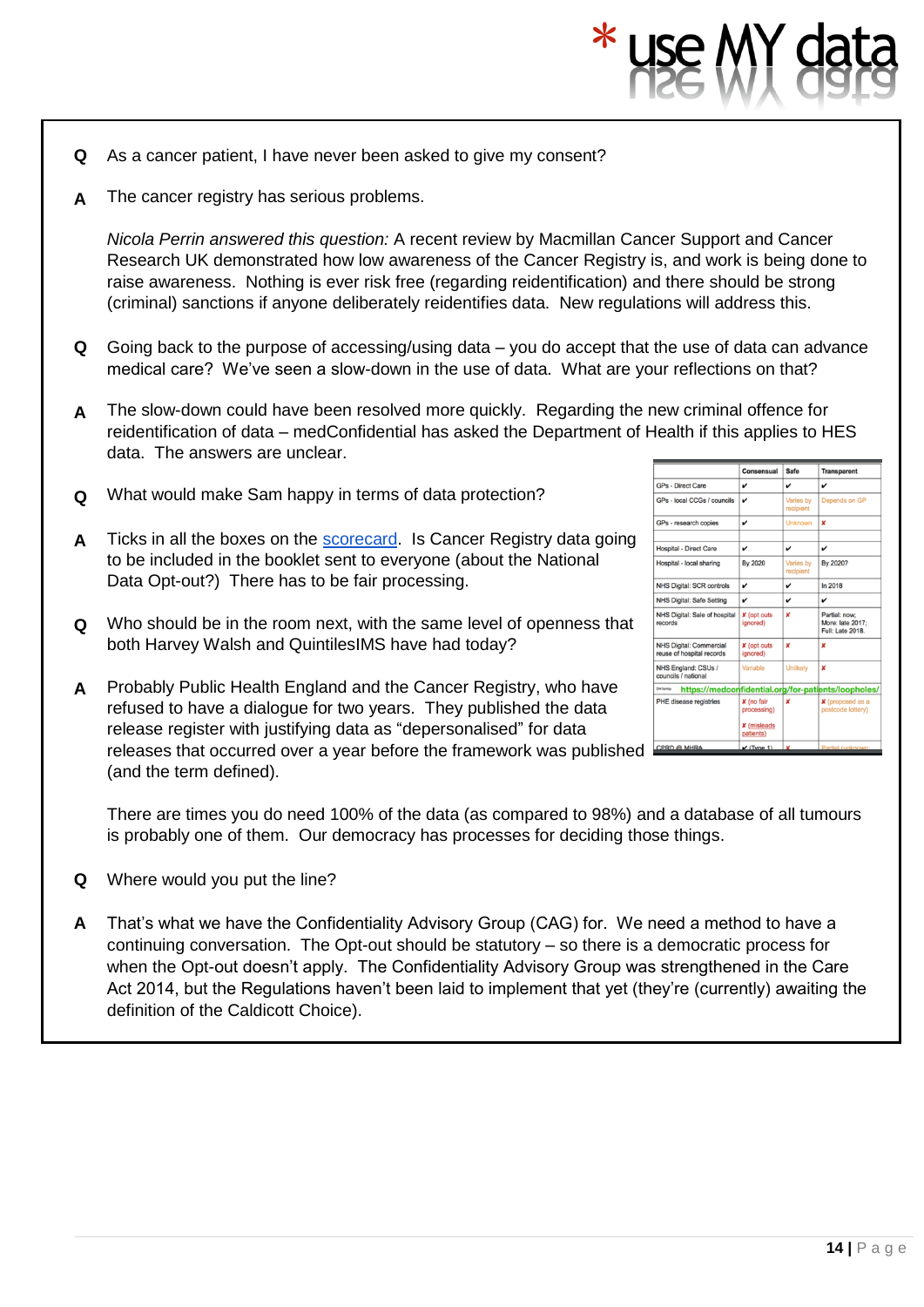**Q** As a cancer patient, I have never been asked to give my consent?

**A** The cancer registry has serious problems.

*Nicola Perrin answered this question:* A recent review by Macmillan Cancer Support and Cancer Research UK demonstrated how low awareness of the Cancer Registry is, and work is being done to raise awareness. Nothing is ever risk free (regarding reidentification) and there should be strong (criminal) sanctions if anyone deliberately reidentifies data. New regulations will address this.

**Q** Going back to the purpose of accessing/using data – you do accept that the use of data can advance medical care? We've seen a slow-down in the use of data. What are your reflections on that?

**A** The slow-down could have been resolved more quickly. Regarding the new criminal offence for reidentification of data – medConfidential has asked the Department of Health if this applies to HES data. The answers are unclear.

**Q** What would make Sam happy in terms of data protection?

**A** Ticks in all the boxes on the [scorecard](). Is Cancer Registry data going to be included in the booklet sent to everyone (about the National Data Opt-out?) There has to be fair processing.

| | Consensual | Safe | Transparent |
|---|---|---|---|
| GPs - Direct Care | ✔ | ✔ | ✔ |
| GPs - local CCGs / councils | ✔ | Varies by recipient | Depends on GP |
| GPs - research copies | ✔ | Unknown | ✘ |
| | | | |
| Hospital - Direct Care | ✔ | ✔ | ✔ |
| Hospital - local sharing | By 2020 | Varies by recipient | By 2020? |
| NHS Digital: SCR controls | ✔ | ✔ | In 2018 |
| NHS Digital: Safe Setting | ✔ | ✔ | ✔ |
| NHS Digital: Sale of hospital records | ✘ (opt outs ignored) | ✘ | Partial: now; More: late 2017; Full: Late 2018. |
| NHS Digital: Commercial reuse of hospital records | ✘ (opt outs ignored) | ✘ | ✘ |
| NHS England: CSUs / councils / national | Variable | Unlikely | ✘ |
| https://medconfidential.org/for-patients/loopholes/ | | | |
| PHE disease registries | ✘ (no fair processing) ✘ (misleads patients) | ✘ | ✘ (proposed as a postcode lottery) |
| CPRD @ MHRA | ✔ (Type 1) | ✘ | Partial (unknown) |

**Q** Who should be in the room next, with the same level of openness that both Harvey Walsh and QuintilesIMS have had today?

**A** Probably Public Health England and the Cancer Registry, who have refused to have a dialogue for two years. They published the data release register with justifying data as "depersonalised" for data releases that occurred over a year before the framework was published (and the term defined).

There are times you do need 100% of the data (as compared to 98%) and a database of all tumours is probably one of them. Our democracy has processes for deciding those things.

**Q** Where would you put the line?

**A** That's what we have the Confidentiality Advisory Group (CAG) for. We need a method to have a continuing conversation. The Opt-out should be statutory – so there is a democratic process for when the Opt-out doesn't apply. The Confidentiality Advisory Group was strengthened in the Care Act 2014, but the Regulations haven't been laid to implement that yet (they're (currently) awaiting the definition of the Caldicott Choice).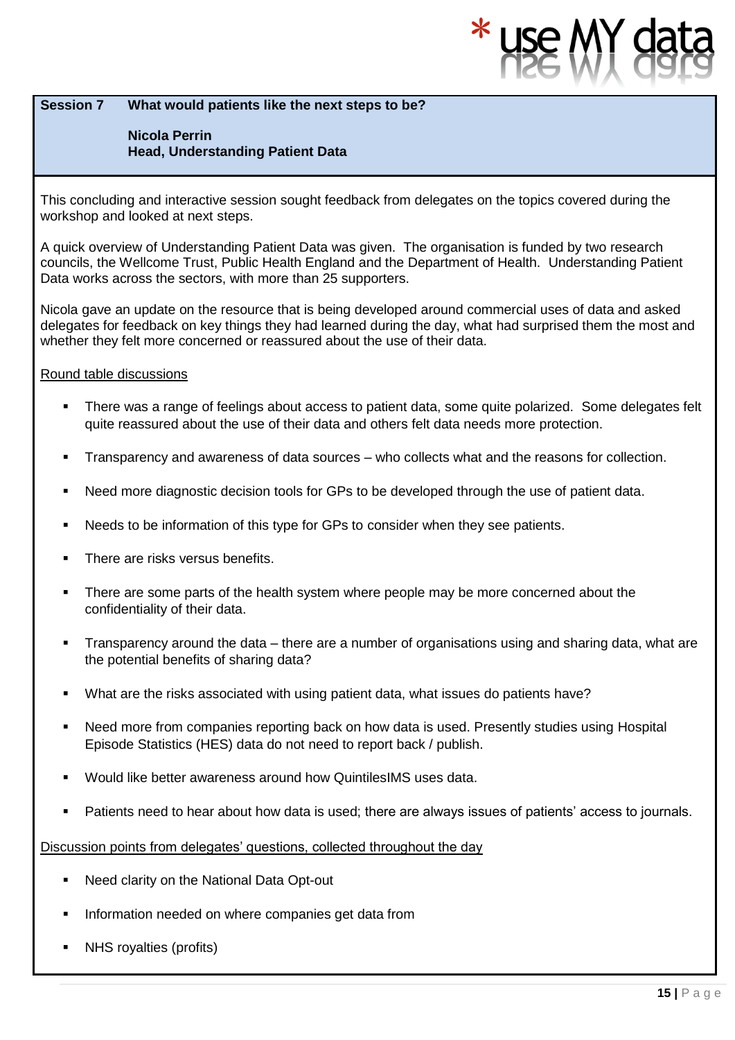**Session 7 What would patients like the next steps to be?**

**Nicola Perrin**
**Head, Understanding Patient Data**

This concluding and interactive session sought feedback from delegates on the topics covered during the workshop and looked at next steps.

A quick overview of Understanding Patient Data was given. The organisation is funded by two research councils, the Wellcome Trust, Public Health England and the Department of Health. Understanding Patient Data works across the sectors, with more than 25 supporters.

Nicola gave an update on the resource that is being developed around commercial uses of data and asked delegates for feedback on key things they had learned during the day, what had surprised them the most and whether they felt more concerned or reassured about the use of their data.

Round table discussions

- There was a range of feelings about access to patient data, some quite polarized. Some delegates felt quite reassured about the use of their data and others felt data needs more protection.
- Transparency and awareness of data sources – who collects what and the reasons for collection.
- Need more diagnostic decision tools for GPs to be developed through the use of patient data.
- Needs to be information of this type for GPs to consider when they see patients.
- There are risks versus benefits.
- There are some parts of the health system where people may be more concerned about the confidentiality of their data.
- Transparency around the data – there are a number of organisations using and sharing data, what are the potential benefits of sharing data?
- What are the risks associated with using patient data, what issues do patients have?
- Need more from companies reporting back on how data is used. Presently studies using Hospital Episode Statistics (HES) data do not need to report back / publish.
- Would like better awareness around how QuintilesIMS uses data.
- Patients need to hear about how data is used; there are always issues of patients' access to journals.

Discussion points from delegates' questions, collected throughout the day

- Need clarity on the National Data Opt-out
- Information needed on where companies get data from
- NHS royalties (profits)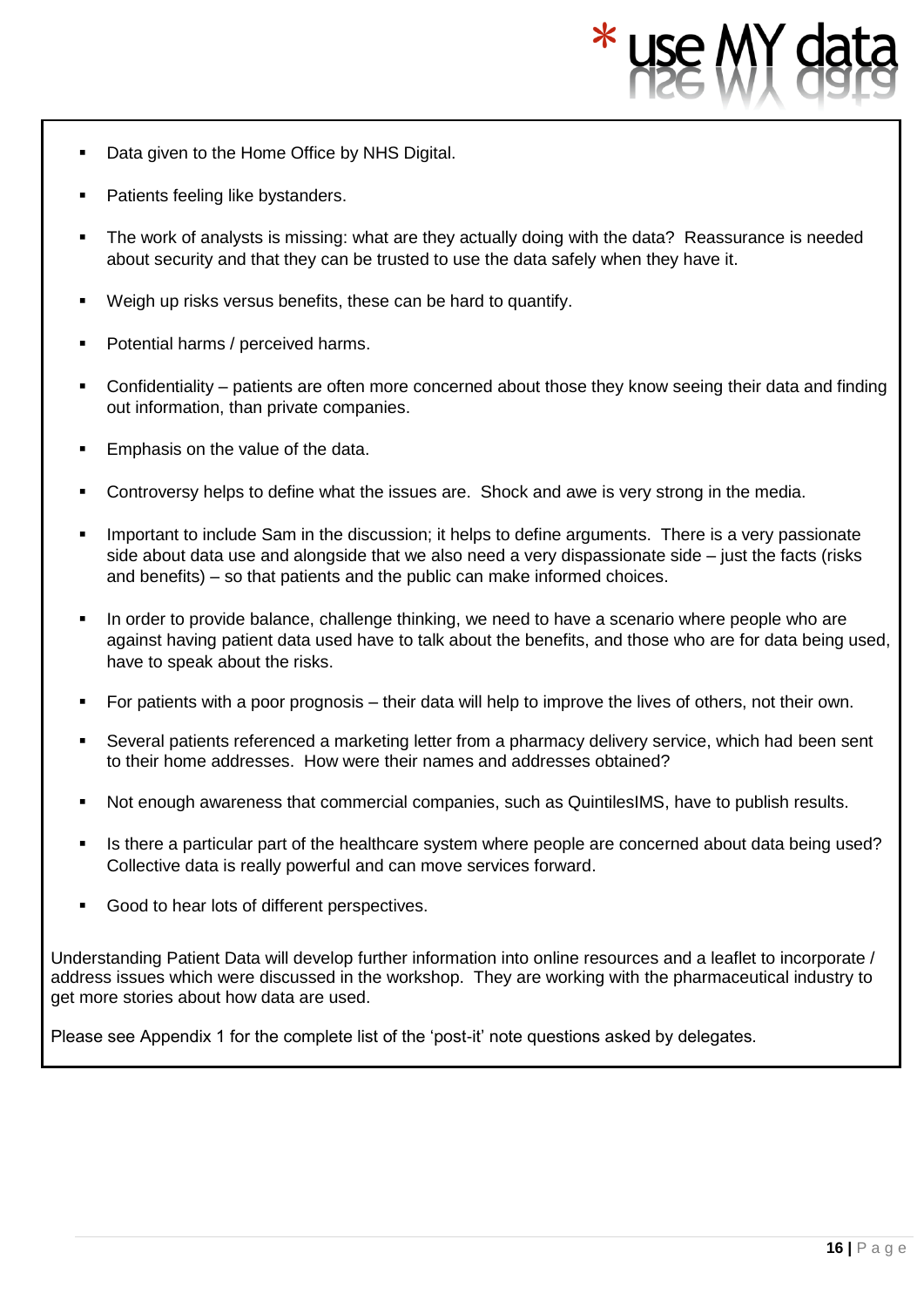- Data given to the Home Office by NHS Digital.
- Patients feeling like bystanders.
- The work of analysts is missing: what are they actually doing with the data? Reassurance is needed about security and that they can be trusted to use the data safely when they have it.
- Weigh up risks versus benefits, these can be hard to quantify.
- Potential harms / perceived harms.
- Confidentiality – patients are often more concerned about those they know seeing their data and finding out information, than private companies.
- Emphasis on the value of the data.
- Controversy helps to define what the issues are. Shock and awe is very strong in the media.
- Important to include Sam in the discussion; it helps to define arguments. There is a very passionate side about data use and alongside that we also need a very dispassionate side – just the facts (risks and benefits) – so that patients and the public can make informed choices.
- In order to provide balance, challenge thinking, we need to have a scenario where people who are against having patient data used have to talk about the benefits, and those who are for data being used, have to speak about the risks.
- For patients with a poor prognosis – their data will help to improve the lives of others, not their own.
- Several patients referenced a marketing letter from a pharmacy delivery service, which had been sent to their home addresses. How were their names and addresses obtained?
- Not enough awareness that commercial companies, such as QuintilesIMS, have to publish results.
- Is there a particular part of the healthcare system where people are concerned about data being used? Collective data is really powerful and can move services forward.
- Good to hear lots of different perspectives.

Understanding Patient Data will develop further information into online resources and a leaflet to incorporate / address issues which were discussed in the workshop. They are working with the pharmaceutical industry to get more stories about how data are used.

Please see Appendix 1 for the complete list of the 'post-it' note questions asked by delegates.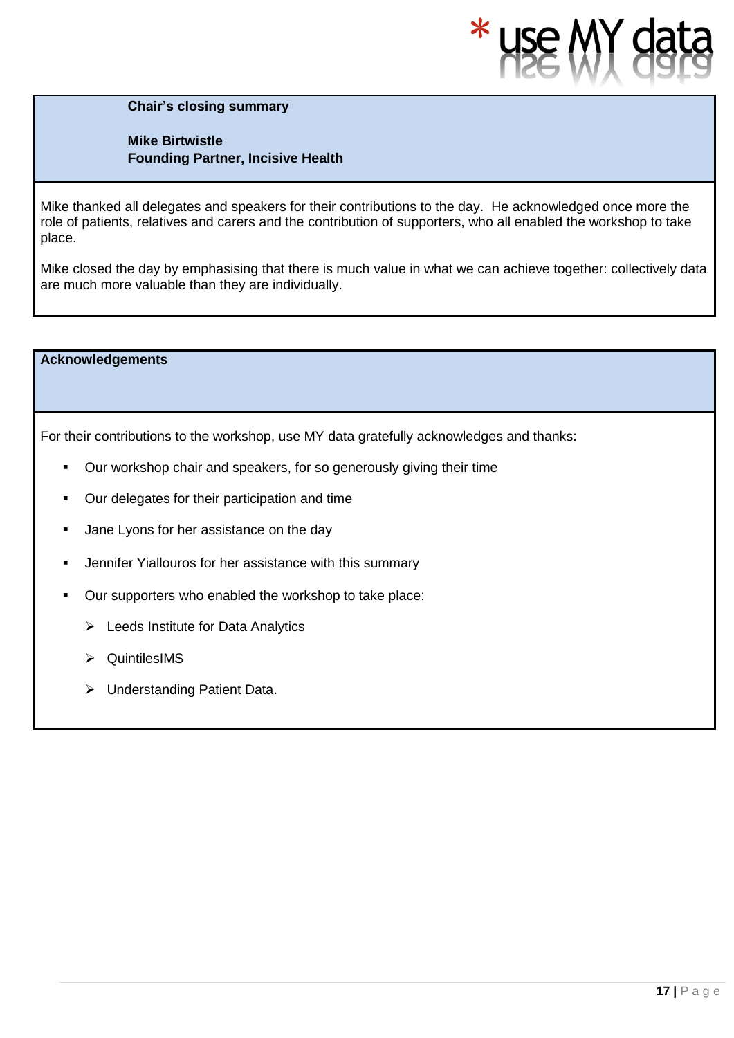## Chair's closing summary

**Mike Birtwistle**
**Founding Partner, Incisive Health**

Mike thanked all delegates and speakers for their contributions to the day. He acknowledged once more the role of patients, relatives and carers and the contribution of supporters, who all enabled the workshop to take place.

Mike closed the day by emphasising that there is much value in what we can achieve together: collectively data are much more valuable than they are individually.

## Acknowledgements

For their contributions to the workshop, use MY data gratefully acknowledges and thanks:

- Our workshop chair and speakers, for so generously giving their time
- Our delegates for their participation and time
- Jane Lyons for her assistance on the day
- Jennifer Yiallouros for her assistance with this summary
- Our supporters who enabled the workshop to take place:
  - Leeds Institute for Data Analytics
  - QuintilesIMS
  - Understanding Patient Data.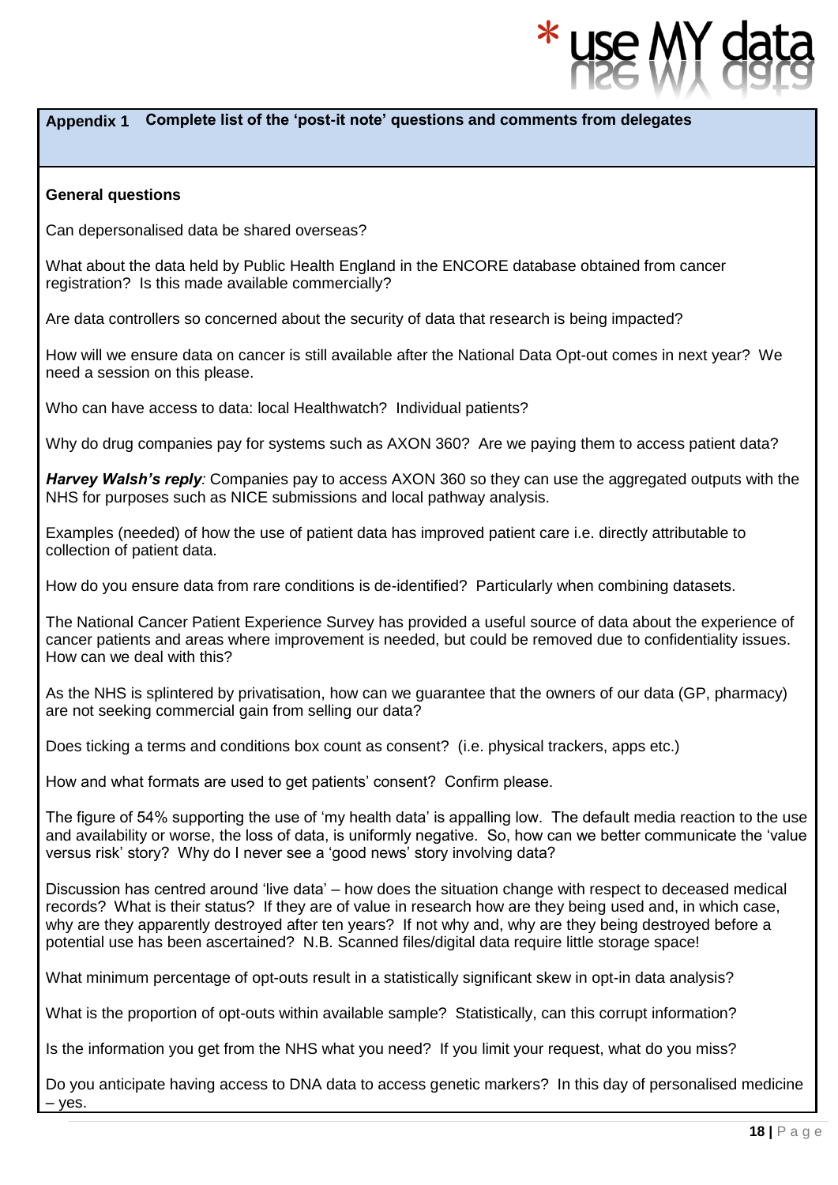## Appendix 1 Complete list of the 'post-it note' questions and comments from delegates

**General questions**

Can depersonalised data be shared overseas?

What about the data held by Public Health England in the ENCORE database obtained from cancer registration? Is this made available commercially?

Are data controllers so concerned about the security of data that research is being impacted?

How will we ensure data on cancer is still available after the National Data Opt-out comes in next year? We need a session on this please.

Who can have access to data: local Healthwatch? Individual patients?

Why do drug companies pay for systems such as AXON 360? Are we paying them to access patient data?

***Harvey Walsh's reply****:* Companies pay to access AXON 360 so they can use the aggregated outputs with the NHS for purposes such as NICE submissions and local pathway analysis.

Examples (needed) of how the use of patient data has improved patient care i.e. directly attributable to collection of patient data.

How do you ensure data from rare conditions is de-identified? Particularly when combining datasets.

The National Cancer Patient Experience Survey has provided a useful source of data about the experience of cancer patients and areas where improvement is needed, but could be removed due to confidentiality issues. How can we deal with this?

As the NHS is splintered by privatisation, how can we guarantee that the owners of our data (GP, pharmacy) are not seeking commercial gain from selling our data?

Does ticking a terms and conditions box count as consent? (i.e. physical trackers, apps etc.)

How and what formats are used to get patients' consent? Confirm please.

The figure of 54% supporting the use of 'my health data' is appalling low. The default media reaction to the use and availability or worse, the loss of data, is uniformly negative. So, how can we better communicate the 'value versus risk' story? Why do I never see a 'good news' story involving data?

Discussion has centred around 'live data' – how does the situation change with respect to deceased medical records? What is their status? If they are of value in research how are they being used and, in which case, why are they apparently destroyed after ten years? If not why and, why are they being destroyed before a potential use has been ascertained? N.B. Scanned files/digital data require little storage space!

What minimum percentage of opt-outs result in a statistically significant skew in opt-in data analysis?

What is the proportion of opt-outs within available sample? Statistically, can this corrupt information?

Is the information you get from the NHS what you need? If you limit your request, what do you miss?

Do you anticipate having access to DNA data to access genetic markers? In this day of personalised medicine – yes.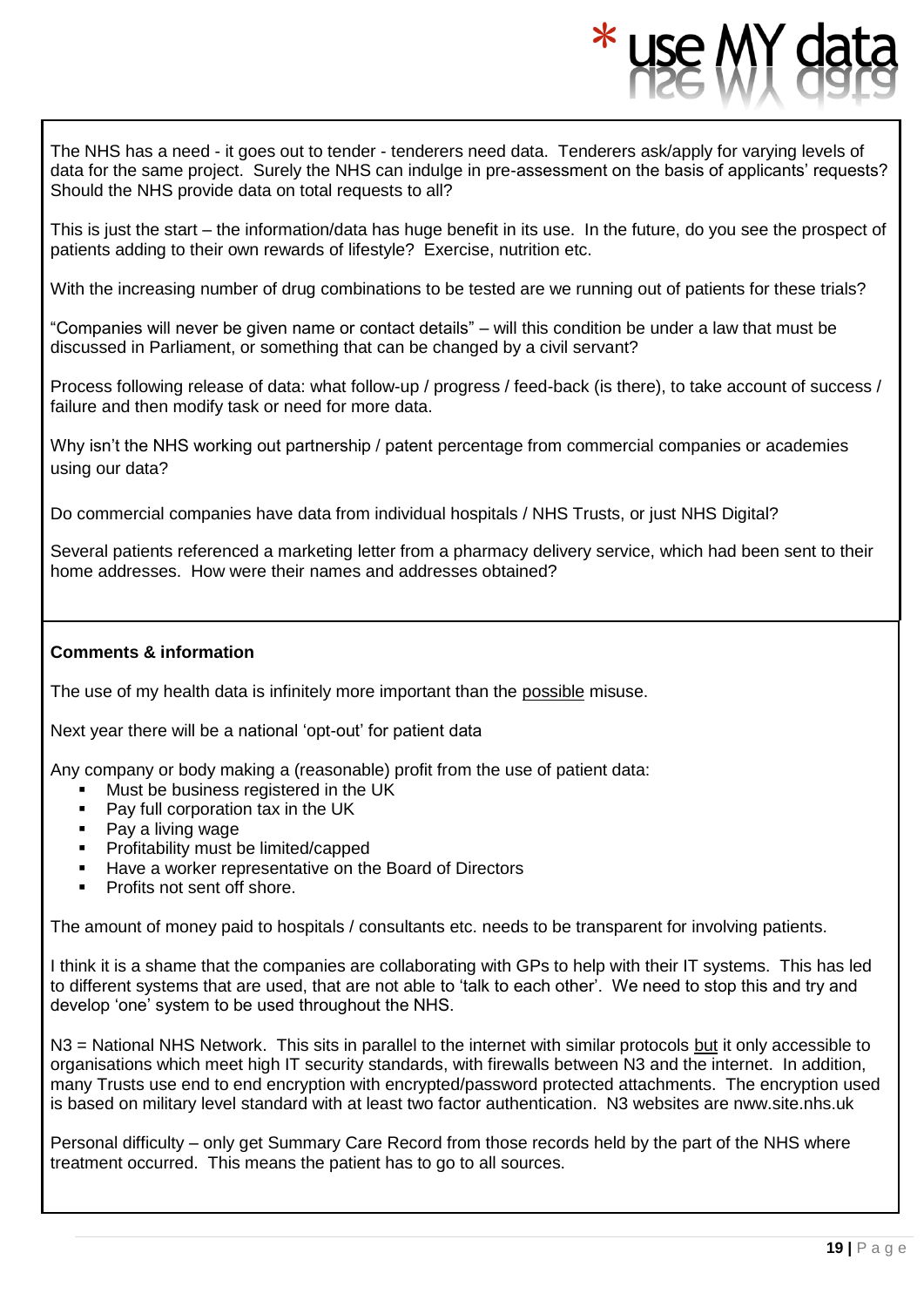The NHS has a need - it goes out to tender - tenderers need data. Tenderers ask/apply for varying levels of data for the same project. Surely the NHS can indulge in pre-assessment on the basis of applicants' requests? Should the NHS provide data on total requests to all?

This is just the start – the information/data has huge benefit in its use. In the future, do you see the prospect of patients adding to their own rewards of lifestyle? Exercise, nutrition etc.

With the increasing number of drug combinations to be tested are we running out of patients for these trials?

"Companies will never be given name or contact details" – will this condition be under a law that must be discussed in Parliament, or something that can be changed by a civil servant?

Process following release of data: what follow-up / progress / feed-back (is there), to take account of success / failure and then modify task or need for more data.

Why isn't the NHS working out partnership / patent percentage from commercial companies or academies using our data?

Do commercial companies have data from individual hospitals / NHS Trusts, or just NHS Digital?

Several patients referenced a marketing letter from a pharmacy delivery service, which had been sent to their home addresses. How were their names and addresses obtained?

**Comments & information**

The use of my health data is infinitely more important than the <u>possible</u> misuse.

Next year there will be a national 'opt-out' for patient data

Any company or body making a (reasonable) profit from the use of patient data:

- Must be business registered in the UK
- Pay full corporation tax in the UK
- Pay a living wage
- Profitability must be limited/capped
- Have a worker representative on the Board of Directors
- Profits not sent off shore.

The amount of money paid to hospitals / consultants etc. needs to be transparent for involving patients.

I think it is a shame that the companies are collaborating with GPs to help with their IT systems. This has led to different systems that are used, that are not able to 'talk to each other'. We need to stop this and try and develop 'one' system to be used throughout the NHS.

N3 = National NHS Network. This sits in parallel to the internet with similar protocols <u>but</u> it only accessible to organisations which meet high IT security standards, with firewalls between N3 and the internet. In addition, many Trusts use end to end encryption with encrypted/password protected attachments. The encryption used is based on military level standard with at least two factor authentication. N3 websites are nww.site.nhs.uk

Personal difficulty – only get Summary Care Record from those records held by the part of the NHS where treatment occurred. This means the patient has to go to all sources.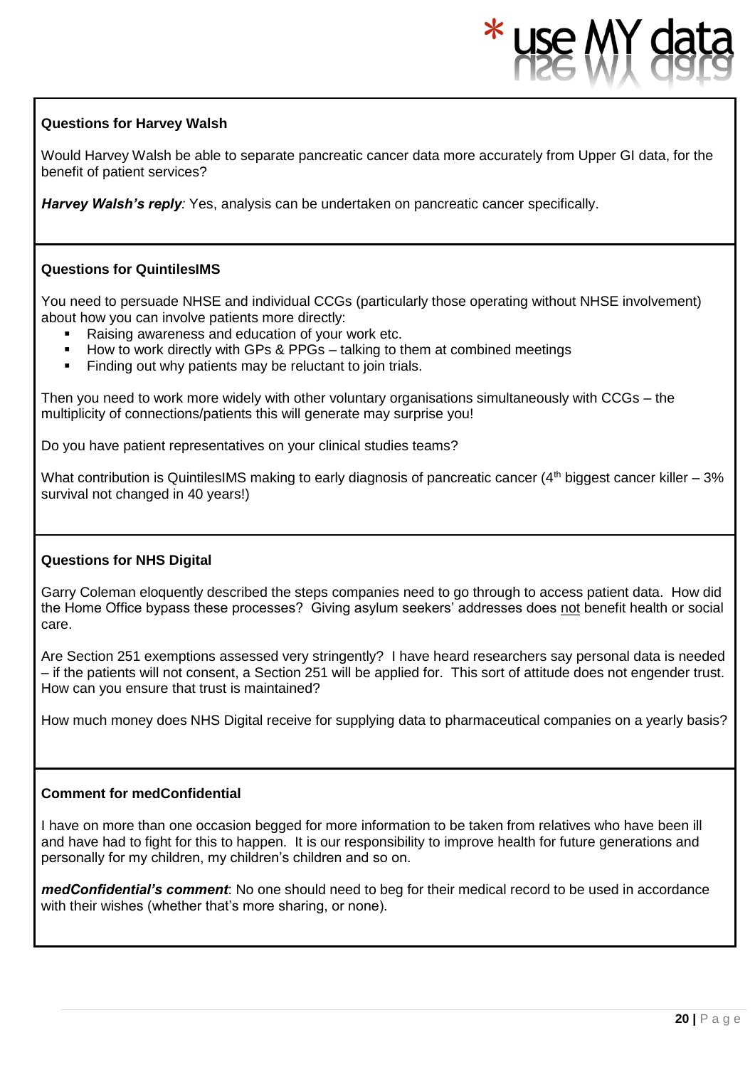**Questions for Harvey Walsh**

Would Harvey Walsh be able to separate pancreatic cancer data more accurately from Upper GI data, for the benefit of patient services?

***Harvey Walsh's reply**:* Yes, analysis can be undertaken on pancreatic cancer specifically.

**Questions for QuintilesIMS**

You need to persuade NHSE and individual CCGs (particularly those operating without NHSE involvement) about how you can involve patients more directly:

- Raising awareness and education of your work etc.
- How to work directly with GPs & PPGs – talking to them at combined meetings
- Finding out why patients may be reluctant to join trials.

Then you need to work more widely with other voluntary organisations simultaneously with CCGs – the multiplicity of connections/patients this will generate may surprise you!

Do you have patient representatives on your clinical studies teams?

What contribution is QuintilesIMS making to early diagnosis of pancreatic cancer (4th biggest cancer killer – 3% survival not changed in 40 years!)

**Questions for NHS Digital**

Garry Coleman eloquently described the steps companies need to go through to access patient data. How did the Home Office bypass these processes? Giving asylum seekers' addresses does <u>not</u> benefit health or social care.

Are Section 251 exemptions assessed very stringently? I have heard researchers say personal data is needed – if the patients will not consent, a Section 251 will be applied for. This sort of attitude does not engender trust. How can you ensure that trust is maintained?

How much money does NHS Digital receive for supplying data to pharmaceutical companies on a yearly basis?

**Comment for medConfidential**

I have on more than one occasion begged for more information to be taken from relatives who have been ill and have had to fight for this to happen. It is our responsibility to improve health for future generations and personally for my children, my children's children and so on.

***medConfidential's comment***: No one should need to beg for their medical record to be used in accordance with their wishes (whether that's more sharing, or none).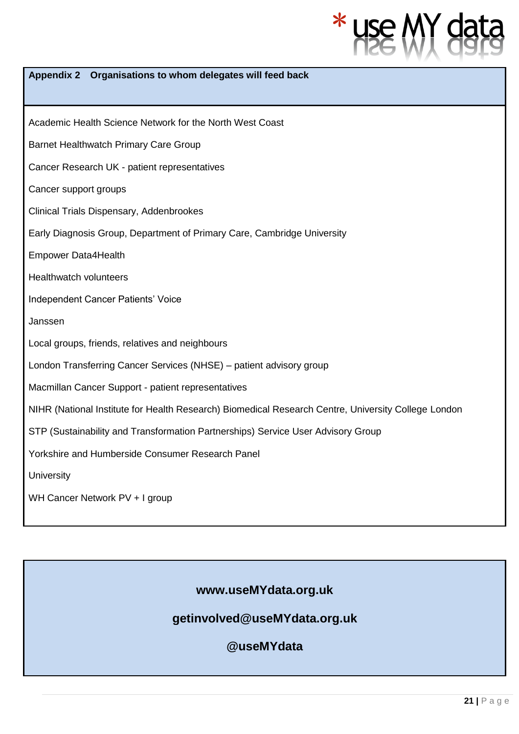## Appendix 2 Organisations to whom delegates will feed back

Academic Health Science Network for the North West Coast

Barnet Healthwatch Primary Care Group

Cancer Research UK - patient representatives

Cancer support groups

Clinical Trials Dispensary, Addenbrookes

Early Diagnosis Group, Department of Primary Care, Cambridge University

Empower Data4Health

Healthwatch volunteers

Independent Cancer Patients' Voice

Janssen

Local groups, friends, relatives and neighbours

London Transferring Cancer Services (NHSE) – patient advisory group

Macmillan Cancer Support - patient representatives

NIHR (National Institute for Health Research) Biomedical Research Centre, University College London

STP (Sustainability and Transformation Partnerships) Service User Advisory Group

Yorkshire and Humberside Consumer Research Panel

University

WH Cancer Network PV + I group

**www.useMYdata.org.uk**

**getinvolved@useMYdata.org.uk**

**@useMYdata**